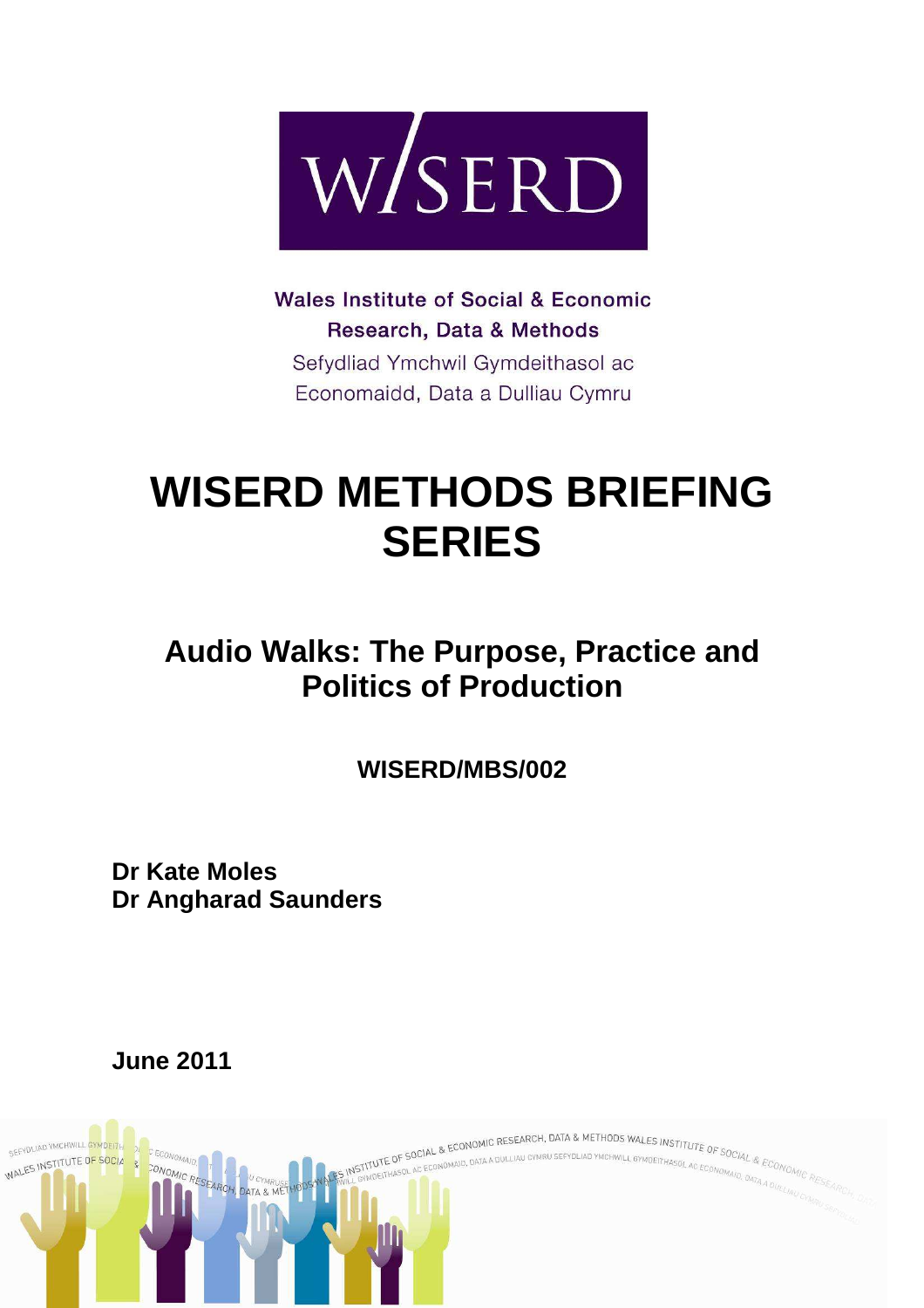W/SERD

**Wales Institute of Social & Economic Research, Data & Methods**

Sefydliad Ymchwil Gymdeithasol ac Economaidd, Data a Dulliau Cymru

# WISERD METHODS BRIEFING SERIES

## Audio Walks: The Purpose, Practice and Politics of Production

**WISERD/MBS/002**

**Dr Kate Moles**
**Dr Angharad Saunders**

**June 2011**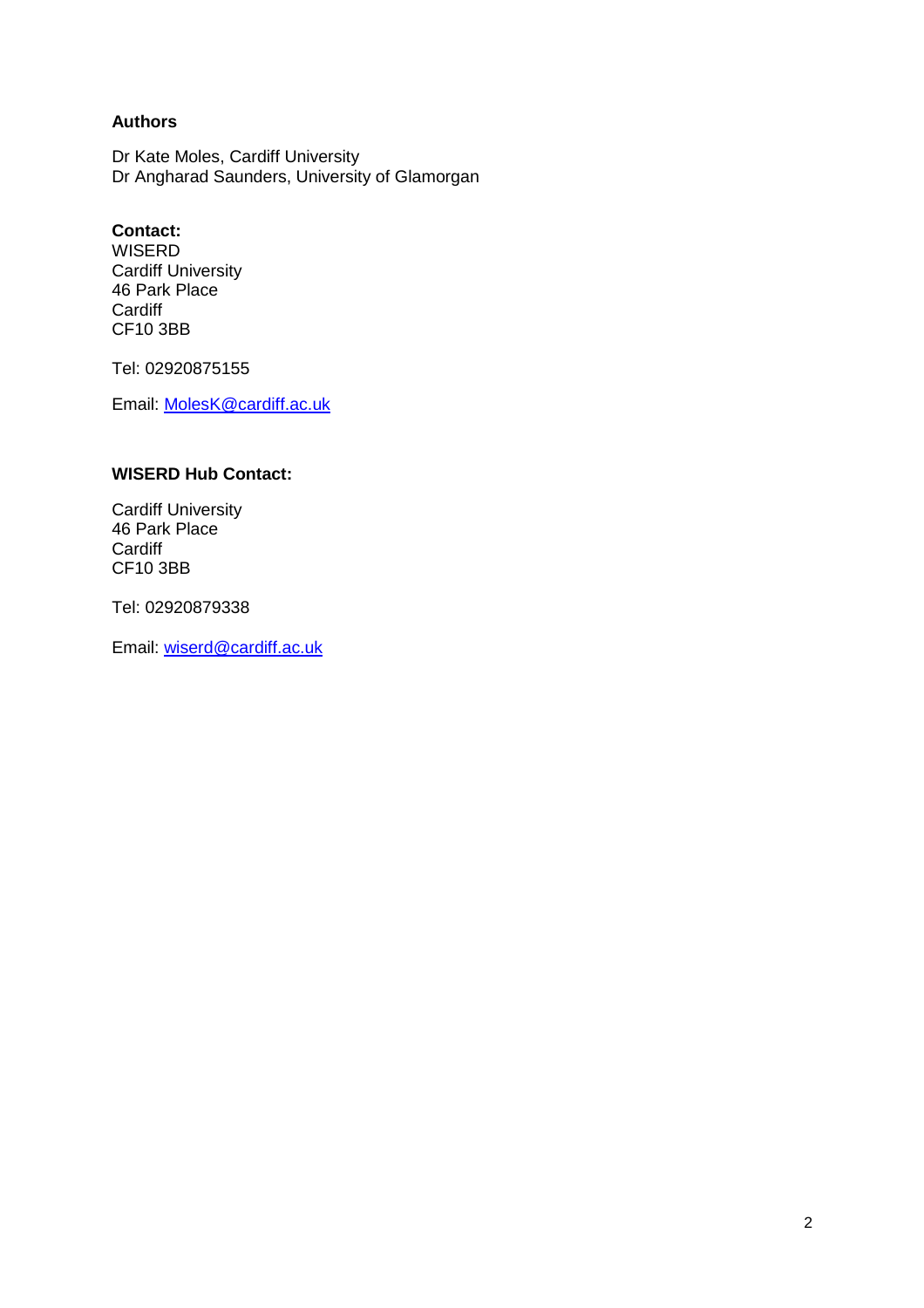**Authors**

Dr Kate Moles, Cardiff University
Dr Angharad Saunders, University of Glamorgan

**Contact:**
WISERD
Cardiff University
46 Park Place
Cardiff
CF10 3BB

Tel: 02920875155

Email: MolesK@cardiff.ac.uk

**WISERD Hub Contact:**

Cardiff University
46 Park Place
Cardiff
CF10 3BB

Tel: 02920879338

Email: wiserd@cardiff.ac.uk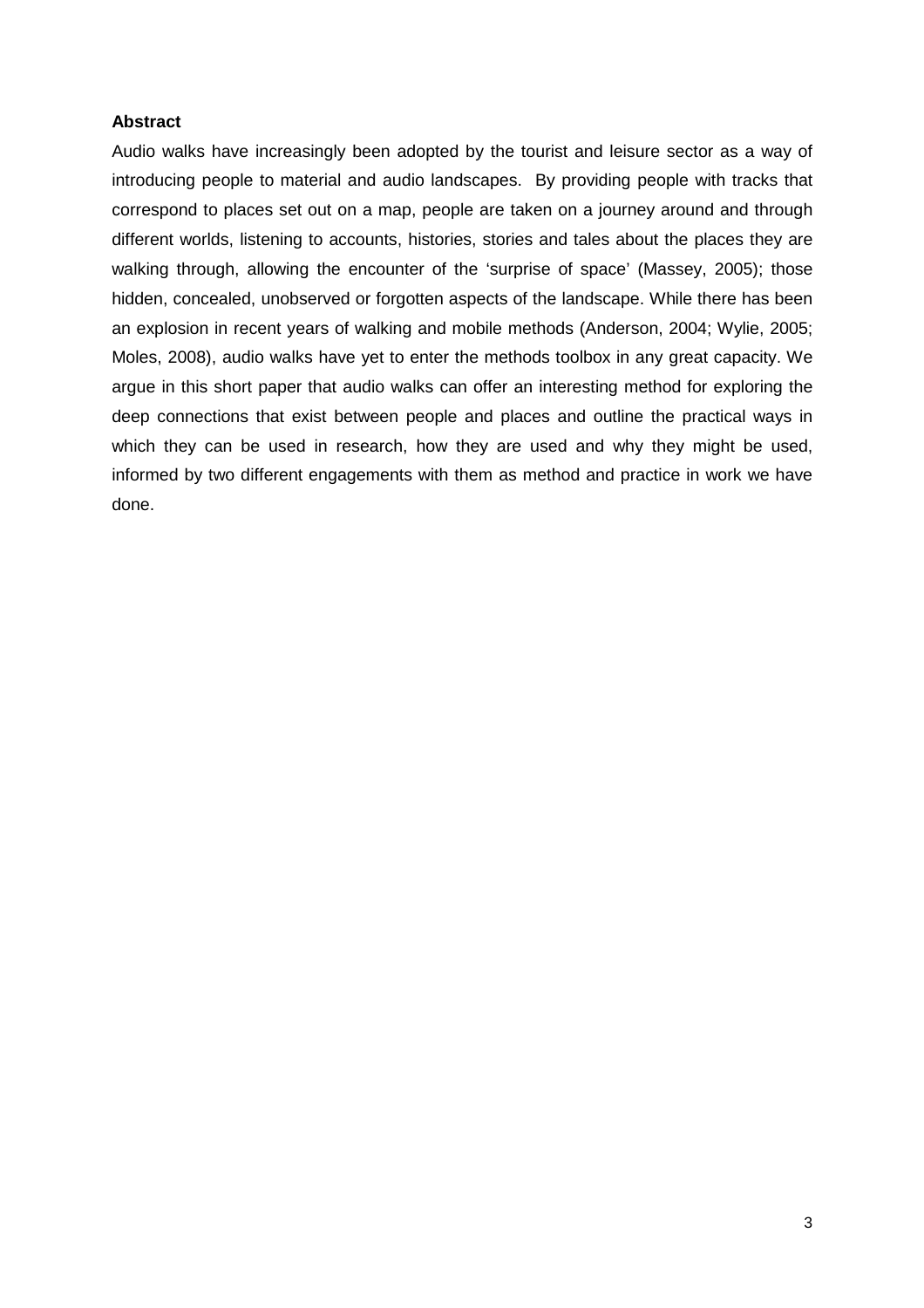**Abstract**

Audio walks have increasingly been adopted by the tourist and leisure sector as a way of introducing people to material and audio landscapes. By providing people with tracks that correspond to places set out on a map, people are taken on a journey around and through different worlds, listening to accounts, histories, stories and tales about the places they are walking through, allowing the encounter of the 'surprise of space' (Massey, 2005); those hidden, concealed, unobserved or forgotten aspects of the landscape. While there has been an explosion in recent years of walking and mobile methods (Anderson, 2004; Wylie, 2005; Moles, 2008), audio walks have yet to enter the methods toolbox in any great capacity. We argue in this short paper that audio walks can offer an interesting method for exploring the deep connections that exist between people and places and outline the practical ways in which they can be used in research, how they are used and why they might be used, informed by two different engagements with them as method and practice in work we have done.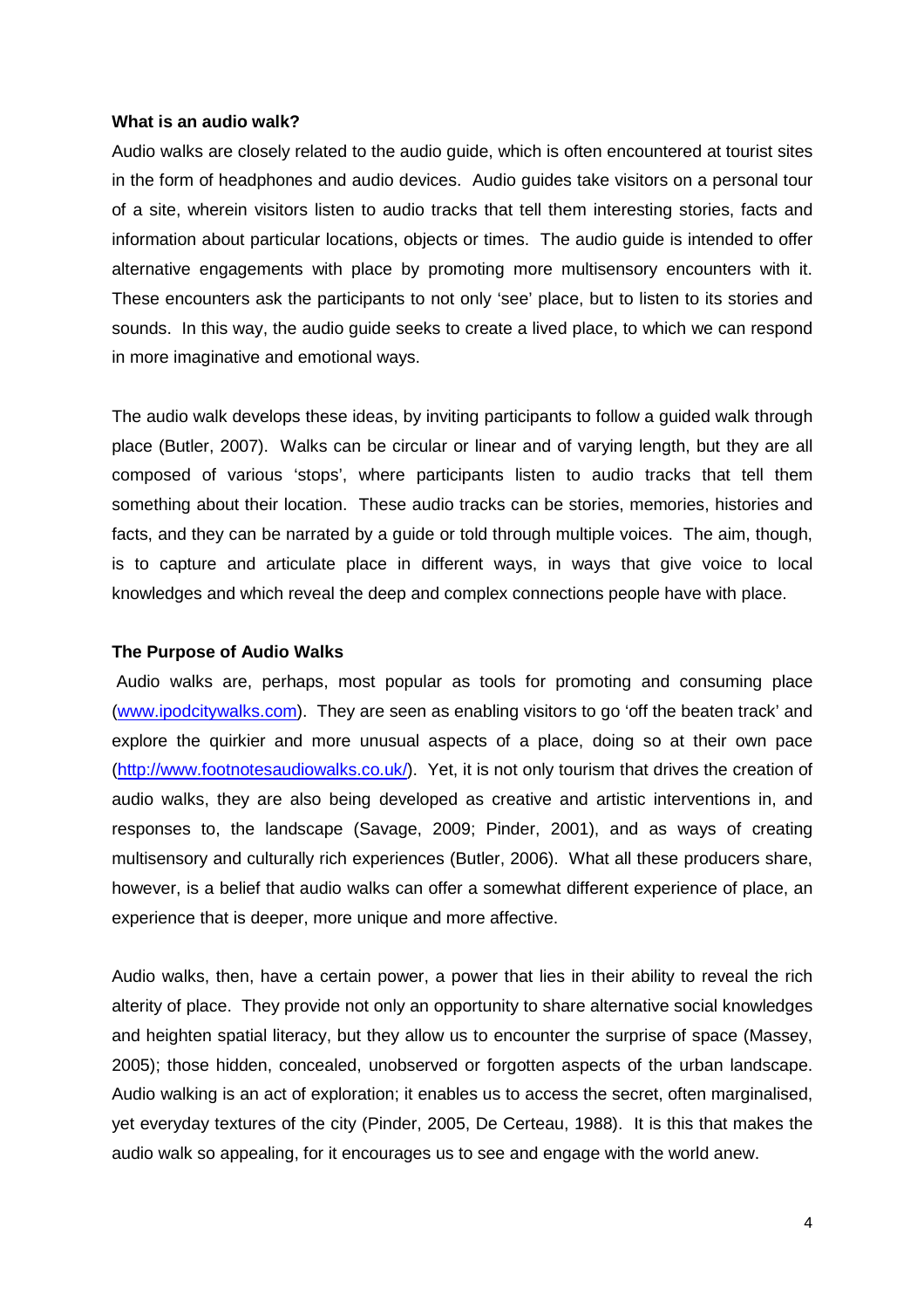**What is an audio walk?**

Audio walks are closely related to the audio guide, which is often encountered at tourist sites in the form of headphones and audio devices. Audio guides take visitors on a personal tour of a site, wherein visitors listen to audio tracks that tell them interesting stories, facts and information about particular locations, objects or times. The audio guide is intended to offer alternative engagements with place by promoting more multisensory encounters with it. These encounters ask the participants to not only 'see' place, but to listen to its stories and sounds. In this way, the audio guide seeks to create a lived place, to which we can respond in more imaginative and emotional ways.

The audio walk develops these ideas, by inviting participants to follow a guided walk through place (Butler, 2007). Walks can be circular or linear and of varying length, but they are all composed of various 'stops', where participants listen to audio tracks that tell them something about their location. These audio tracks can be stories, memories, histories and facts, and they can be narrated by a guide or told through multiple voices. The aim, though, is to capture and articulate place in different ways, in ways that give voice to local knowledges and which reveal the deep and complex connections people have with place.

**The Purpose of Audio Walks**

Audio walks are, perhaps, most popular as tools for promoting and consuming place (www.ipodcitywalks.com). They are seen as enabling visitors to go 'off the beaten track' and explore the quirkier and more unusual aspects of a place, doing so at their own pace (http://www.footnotesaudiowalks.co.uk/). Yet, it is not only tourism that drives the creation of audio walks, they are also being developed as creative and artistic interventions in, and responses to, the landscape (Savage, 2009; Pinder, 2001), and as ways of creating multisensory and culturally rich experiences (Butler, 2006). What all these producers share, however, is a belief that audio walks can offer a somewhat different experience of place, an experience that is deeper, more unique and more affective.

Audio walks, then, have a certain power, a power that lies in their ability to reveal the rich alterity of place. They provide not only an opportunity to share alternative social knowledges and heighten spatial literacy, but they allow us to encounter the surprise of space (Massey, 2005); those hidden, concealed, unobserved or forgotten aspects of the urban landscape. Audio walking is an act of exploration; it enables us to access the secret, often marginalised, yet everyday textures of the city (Pinder, 2005, De Certeau, 1988). It is this that makes the audio walk so appealing, for it encourages us to see and engage with the world anew.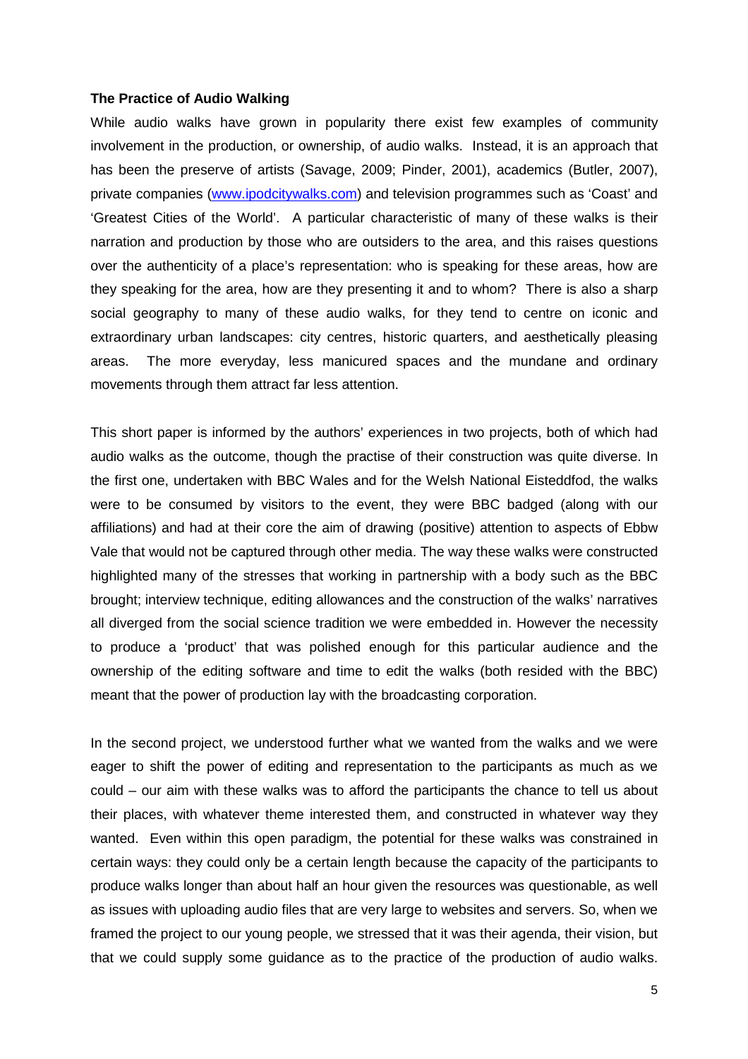**The Practice of Audio Walking**

While audio walks have grown in popularity there exist few examples of community involvement in the production, or ownership, of audio walks. Instead, it is an approach that has been the preserve of artists (Savage, 2009; Pinder, 2001), academics (Butler, 2007), private companies (www.ipodcitywalks.com) and television programmes such as 'Coast' and 'Greatest Cities of the World'. A particular characteristic of many of these walks is their narration and production by those who are outsiders to the area, and this raises questions over the authenticity of a place's representation: who is speaking for these areas, how are they speaking for the area, how are they presenting it and to whom? There is also a sharp social geography to many of these audio walks, for they tend to centre on iconic and extraordinary urban landscapes: city centres, historic quarters, and aesthetically pleasing areas. The more everyday, less manicured spaces and the mundane and ordinary movements through them attract far less attention.

This short paper is informed by the authors' experiences in two projects, both of which had audio walks as the outcome, though the practise of their construction was quite diverse. In the first one, undertaken with BBC Wales and for the Welsh National Eisteddfod, the walks were to be consumed by visitors to the event, they were BBC badged (along with our affiliations) and had at their core the aim of drawing (positive) attention to aspects of Ebbw Vale that would not be captured through other media. The way these walks were constructed highlighted many of the stresses that working in partnership with a body such as the BBC brought; interview technique, editing allowances and the construction of the walks' narratives all diverged from the social science tradition we were embedded in. However the necessity to produce a 'product' that was polished enough for this particular audience and the ownership of the editing software and time to edit the walks (both resided with the BBC) meant that the power of production lay with the broadcasting corporation.

In the second project, we understood further what we wanted from the walks and we were eager to shift the power of editing and representation to the participants as much as we could – our aim with these walks was to afford the participants the chance to tell us about their places, with whatever theme interested them, and constructed in whatever way they wanted. Even within this open paradigm, the potential for these walks was constrained in certain ways: they could only be a certain length because the capacity of the participants to produce walks longer than about half an hour given the resources was questionable, as well as issues with uploading audio files that are very large to websites and servers. So, when we framed the project to our young people, we stressed that it was their agenda, their vision, but that we could supply some guidance as to the practice of the production of audio walks.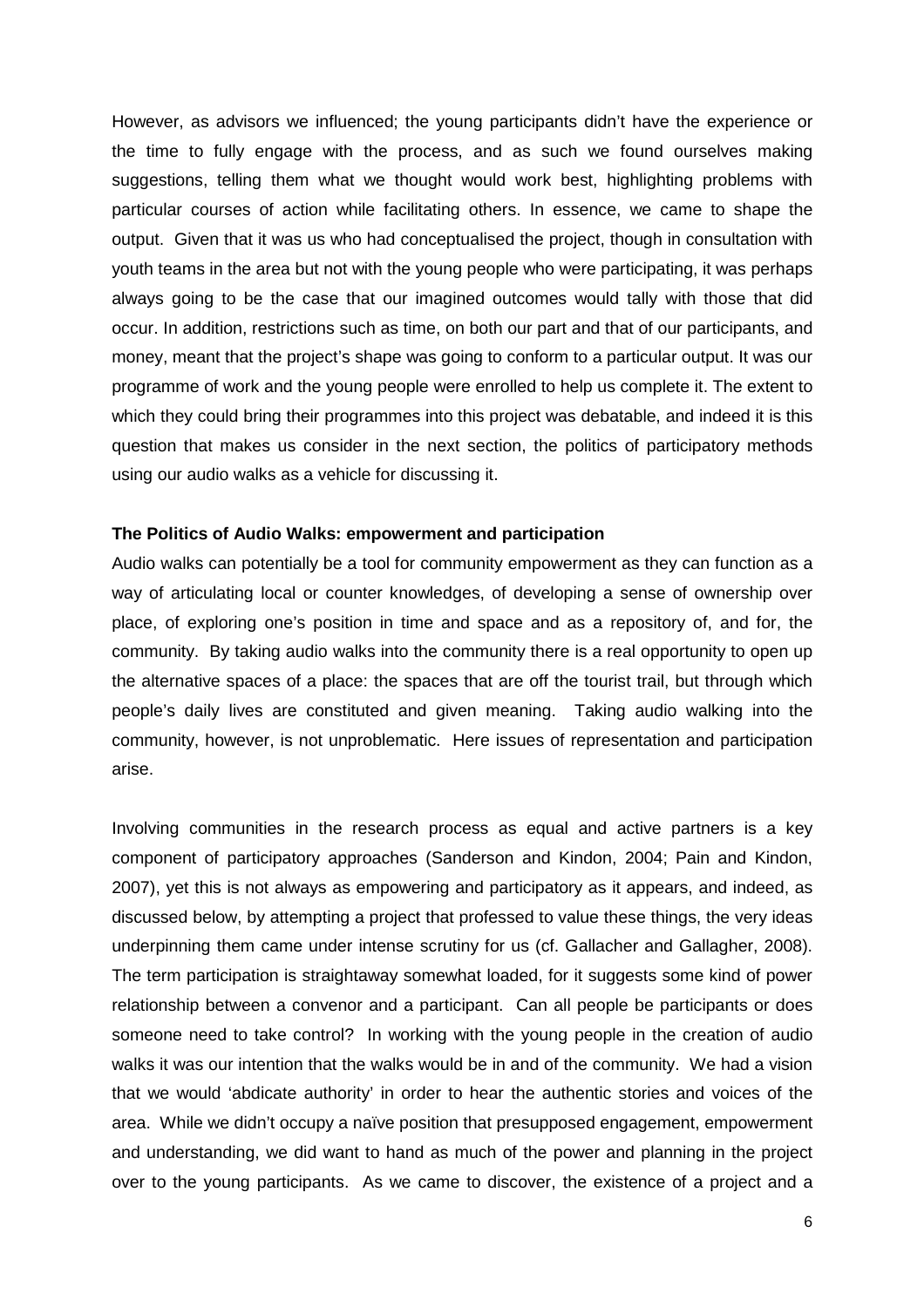However, as advisors we influenced; the young participants didn't have the experience or the time to fully engage with the process, and as such we found ourselves making suggestions, telling them what we thought would work best, highlighting problems with particular courses of action while facilitating others. In essence, we came to shape the output. Given that it was us who had conceptualised the project, though in consultation with youth teams in the area but not with the young people who were participating, it was perhaps always going to be the case that our imagined outcomes would tally with those that did occur. In addition, restrictions such as time, on both our part and that of our participants, and money, meant that the project's shape was going to conform to a particular output. It was our programme of work and the young people were enrolled to help us complete it. The extent to which they could bring their programmes into this project was debatable, and indeed it is this question that makes us consider in the next section, the politics of participatory methods using our audio walks as a vehicle for discussing it.

**The Politics of Audio Walks: empowerment and participation**

Audio walks can potentially be a tool for community empowerment as they can function as a way of articulating local or counter knowledges, of developing a sense of ownership over place, of exploring one's position in time and space and as a repository of, and for, the community. By taking audio walks into the community there is a real opportunity to open up the alternative spaces of a place: the spaces that are off the tourist trail, but through which people's daily lives are constituted and given meaning. Taking audio walking into the community, however, is not unproblematic. Here issues of representation and participation arise.

Involving communities in the research process as equal and active partners is a key component of participatory approaches (Sanderson and Kindon, 2004; Pain and Kindon, 2007), yet this is not always as empowering and participatory as it appears, and indeed, as discussed below, by attempting a project that professed to value these things, the very ideas underpinning them came under intense scrutiny for us (cf. Gallacher and Gallagher, 2008). The term participation is straightaway somewhat loaded, for it suggests some kind of power relationship between a convenor and a participant. Can all people be participants or does someone need to take control? In working with the young people in the creation of audio walks it was our intention that the walks would be in and of the community. We had a vision that we would 'abdicate authority' in order to hear the authentic stories and voices of the area. While we didn't occupy a naïve position that presupposed engagement, empowerment and understanding, we did want to hand as much of the power and planning in the project over to the young participants. As we came to discover, the existence of a project and a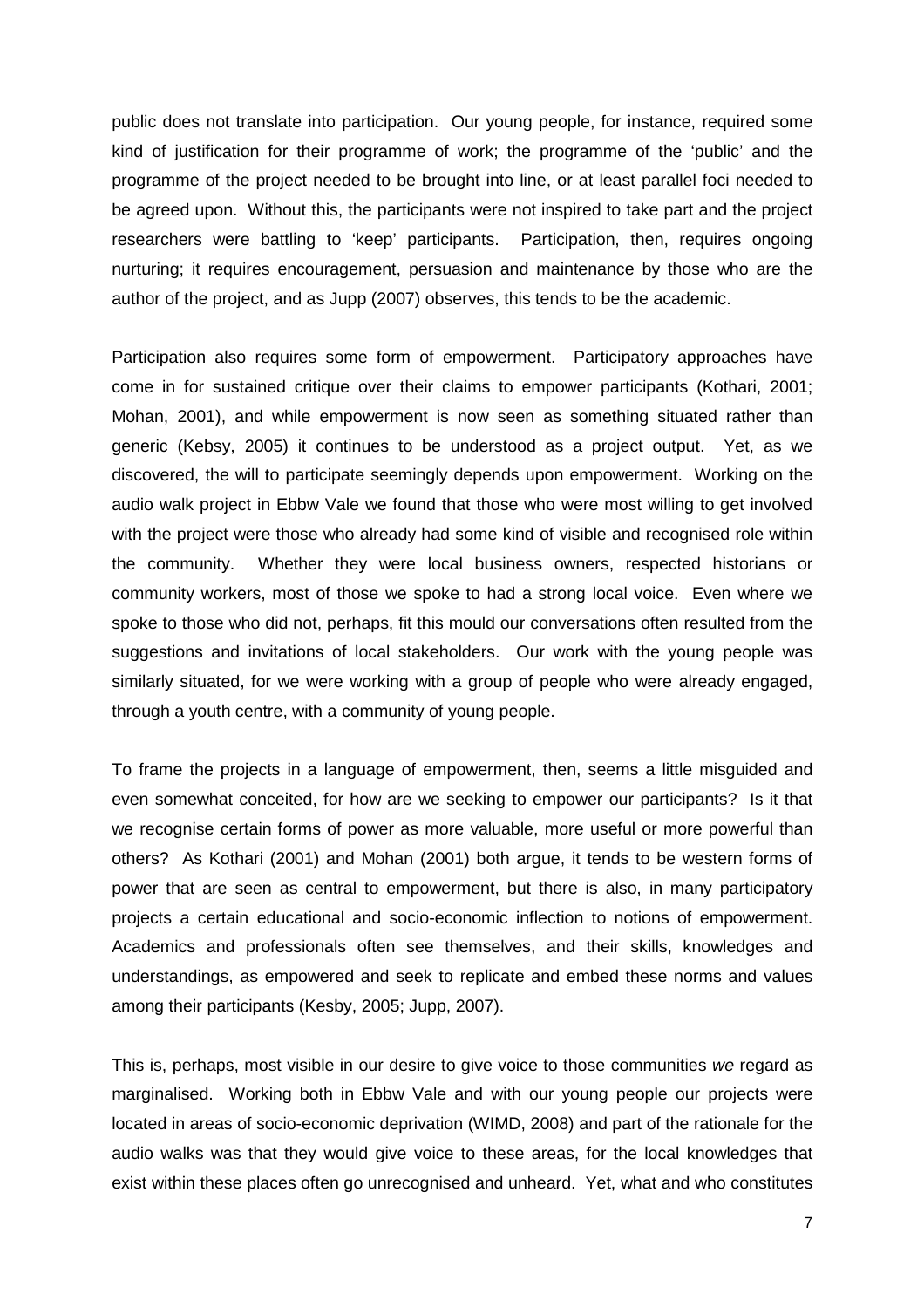public does not translate into participation. Our young people, for instance, required some kind of justification for their programme of work; the programme of the 'public' and the programme of the project needed to be brought into line, or at least parallel foci needed to be agreed upon. Without this, the participants were not inspired to take part and the project researchers were battling to 'keep' participants. Participation, then, requires ongoing nurturing; it requires encouragement, persuasion and maintenance by those who are the author of the project, and as Jupp (2007) observes, this tends to be the academic.

Participation also requires some form of empowerment. Participatory approaches have come in for sustained critique over their claims to empower participants (Kothari, 2001; Mohan, 2001), and while empowerment is now seen as something situated rather than generic (Kebsy, 2005) it continues to be understood as a project output. Yet, as we discovered, the will to participate seemingly depends upon empowerment. Working on the audio walk project in Ebbw Vale we found that those who were most willing to get involved with the project were those who already had some kind of visible and recognised role within the community. Whether they were local business owners, respected historians or community workers, most of those we spoke to had a strong local voice. Even where we spoke to those who did not, perhaps, fit this mould our conversations often resulted from the suggestions and invitations of local stakeholders. Our work with the young people was similarly situated, for we were working with a group of people who were already engaged, through a youth centre, with a community of young people.

To frame the projects in a language of empowerment, then, seems a little misguided and even somewhat conceited, for how are we seeking to empower our participants? Is it that we recognise certain forms of power as more valuable, more useful or more powerful than others? As Kothari (2001) and Mohan (2001) both argue, it tends to be western forms of power that are seen as central to empowerment, but there is also, in many participatory projects a certain educational and socio-economic inflection to notions of empowerment. Academics and professionals often see themselves, and their skills, knowledges and understandings, as empowered and seek to replicate and embed these norms and values among their participants (Kesby, 2005; Jupp, 2007).

This is, perhaps, most visible in our desire to give voice to those communities *we* regard as marginalised. Working both in Ebbw Vale and with our young people our projects were located in areas of socio-economic deprivation (WIMD, 2008) and part of the rationale for the audio walks was that they would give voice to these areas, for the local knowledges that exist within these places often go unrecognised and unheard. Yet, what and who constitutes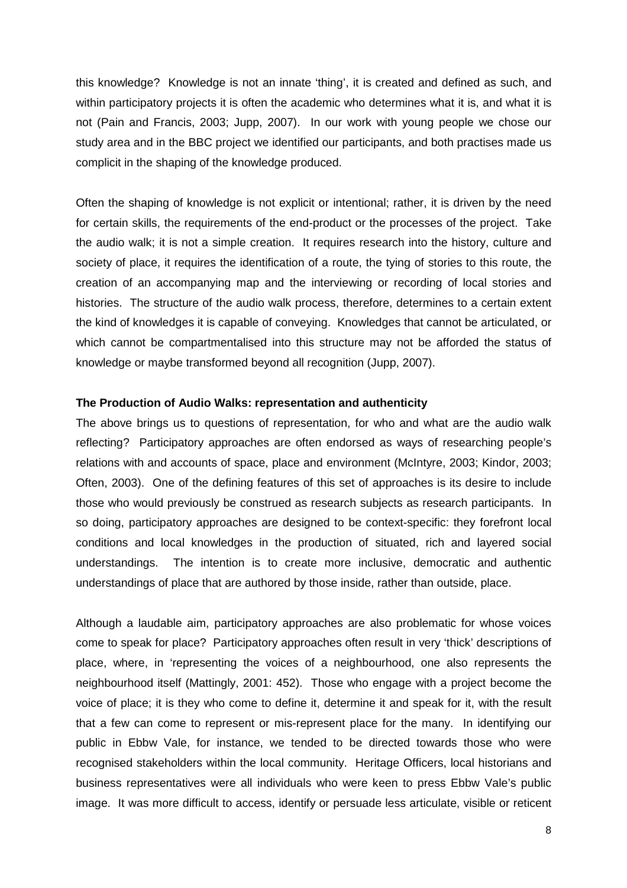this knowledge? Knowledge is not an innate 'thing', it is created and defined as such, and within participatory projects it is often the academic who determines what it is, and what it is not (Pain and Francis, 2003; Jupp, 2007). In our work with young people we chose our study area and in the BBC project we identified our participants, and both practises made us complicit in the shaping of the knowledge produced.

Often the shaping of knowledge is not explicit or intentional; rather, it is driven by the need for certain skills, the requirements of the end-product or the processes of the project. Take the audio walk; it is not a simple creation. It requires research into the history, culture and society of place, it requires the identification of a route, the tying of stories to this route, the creation of an accompanying map and the interviewing or recording of local stories and histories. The structure of the audio walk process, therefore, determines to a certain extent the kind of knowledges it is capable of conveying. Knowledges that cannot be articulated, or which cannot be compartmentalised into this structure may not be afforded the status of knowledge or maybe transformed beyond all recognition (Jupp, 2007).

**The Production of Audio Walks: representation and authenticity**

The above brings us to questions of representation, for who and what are the audio walk reflecting? Participatory approaches are often endorsed as ways of researching people's relations with and accounts of space, place and environment (McIntyre, 2003; Kindor, 2003; Often, 2003). One of the defining features of this set of approaches is its desire to include those who would previously be construed as research subjects as research participants. In so doing, participatory approaches are designed to be context-specific: they forefront local conditions and local knowledges in the production of situated, rich and layered social understandings. The intention is to create more inclusive, democratic and authentic understandings of place that are authored by those inside, rather than outside, place.

Although a laudable aim, participatory approaches are also problematic for whose voices come to speak for place? Participatory approaches often result in very 'thick' descriptions of place, where, in 'representing the voices of a neighbourhood, one also represents the neighbourhood itself (Mattingly, 2001: 452). Those who engage with a project become the voice of place; it is they who come to define it, determine it and speak for it, with the result that a few can come to represent or mis-represent place for the many. In identifying our public in Ebbw Vale, for instance, we tended to be directed towards those who were recognised stakeholders within the local community. Heritage Officers, local historians and business representatives were all individuals who were keen to press Ebbw Vale's public image. It was more difficult to access, identify or persuade less articulate, visible or reticent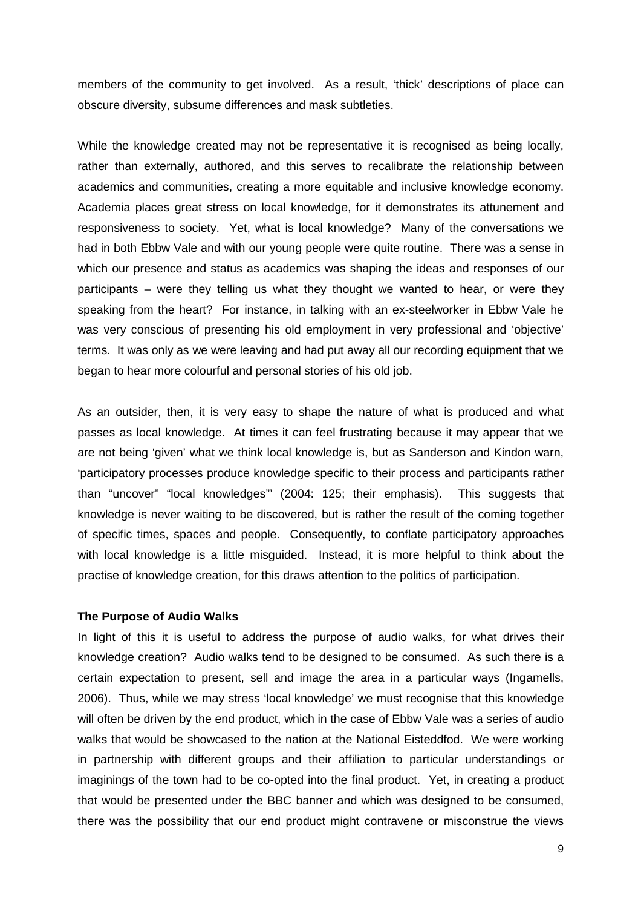members of the community to get involved. As a result, 'thick' descriptions of place can obscure diversity, subsume differences and mask subtleties.

While the knowledge created may not be representative it is recognised as being locally, rather than externally, authored, and this serves to recalibrate the relationship between academics and communities, creating a more equitable and inclusive knowledge economy. Academia places great stress on local knowledge, for it demonstrates its attunement and responsiveness to society. Yet, what is local knowledge? Many of the conversations we had in both Ebbw Vale and with our young people were quite routine. There was a sense in which our presence and status as academics was shaping the ideas and responses of our participants – were they telling us what they thought we wanted to hear, or were they speaking from the heart? For instance, in talking with an ex-steelworker in Ebbw Vale he was very conscious of presenting his old employment in very professional and 'objective' terms. It was only as we were leaving and had put away all our recording equipment that we began to hear more colourful and personal stories of his old job.

As an outsider, then, it is very easy to shape the nature of what is produced and what passes as local knowledge. At times it can feel frustrating because it may appear that we are not being 'given' what we think local knowledge is, but as Sanderson and Kindon warn, 'participatory processes produce knowledge specific to their process and participants rather than "uncover" "local knowledges"' (2004: 125; their emphasis). This suggests that knowledge is never waiting to be discovered, but is rather the result of the coming together of specific times, spaces and people. Consequently, to conflate participatory approaches with local knowledge is a little misguided. Instead, it is more helpful to think about the practise of knowledge creation, for this draws attention to the politics of participation.

**The Purpose of Audio Walks**

In light of this it is useful to address the purpose of audio walks, for what drives their knowledge creation? Audio walks tend to be designed to be consumed. As such there is a certain expectation to present, sell and image the area in a particular ways (Ingamells, 2006). Thus, while we may stress 'local knowledge' we must recognise that this knowledge will often be driven by the end product, which in the case of Ebbw Vale was a series of audio walks that would be showcased to the nation at the National Eisteddfod. We were working in partnership with different groups and their affiliation to particular understandings or imaginings of the town had to be co-opted into the final product. Yet, in creating a product that would be presented under the BBC banner and which was designed to be consumed, there was the possibility that our end product might contravene or misconstrue the views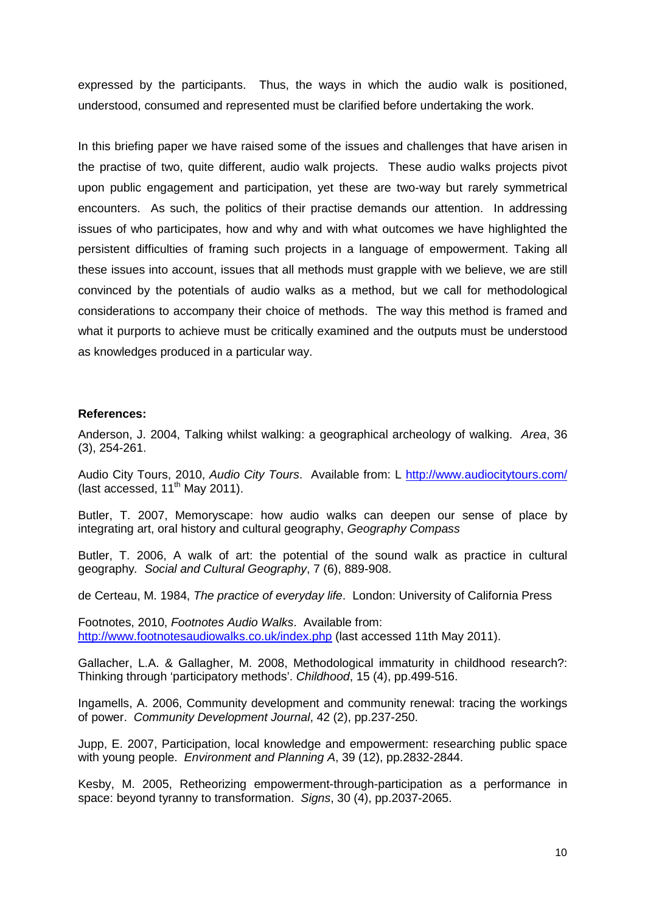expressed by the participants. Thus, the ways in which the audio walk is positioned, understood, consumed and represented must be clarified before undertaking the work.

In this briefing paper we have raised some of the issues and challenges that have arisen in the practise of two, quite different, audio walk projects. These audio walks projects pivot upon public engagement and participation, yet these are two-way but rarely symmetrical encounters. As such, the politics of their practise demands our attention. In addressing issues of who participates, how and why and with what outcomes we have highlighted the persistent difficulties of framing such projects in a language of empowerment. Taking all these issues into account, issues that all methods must grapple with we believe, we are still convinced by the potentials of audio walks as a method, but we call for methodological considerations to accompany their choice of methods. The way this method is framed and what it purports to achieve must be critically examined and the outputs must be understood as knowledges produced in a particular way.

**References:**

Anderson, J. 2004, Talking whilst walking: a geographical archeology of walking. *Area*, 36 (3), 254-261.

Audio City Tours, 2010, *Audio City Tours*. Available from: L http://www.audiocitytours.com/ (last accessed, 11th May 2011).

Butler, T. 2007, Memoryscape: how audio walks can deepen our sense of place by integrating art, oral history and cultural geography, *Geography Compass*

Butler, T. 2006, A walk of art: the potential of the sound walk as practice in cultural geography. *Social and Cultural Geography*, 7 (6), 889-908.

de Certeau, M. 1984, *The practice of everyday life*. London: University of California Press

Footnotes, 2010, *Footnotes Audio Walks*. Available from: http://www.footnotesaudiowalks.co.uk/index.php (last accessed 11th May 2011).

Gallacher, L.A. & Gallagher, M. 2008, Methodological immaturity in childhood research?: Thinking through 'participatory methods'. *Childhood*, 15 (4), pp.499-516.

Ingamells, A. 2006, Community development and community renewal: tracing the workings of power. *Community Development Journal*, 42 (2), pp.237-250.

Jupp, E. 2007, Participation, local knowledge and empowerment: researching public space with young people. *Environment and Planning A*, 39 (12), pp.2832-2844.

Kesby, M. 2005, Retheorizing empowerment-through-participation as a performance in space: beyond tyranny to transformation. *Signs*, 30 (4), pp.2037-2065.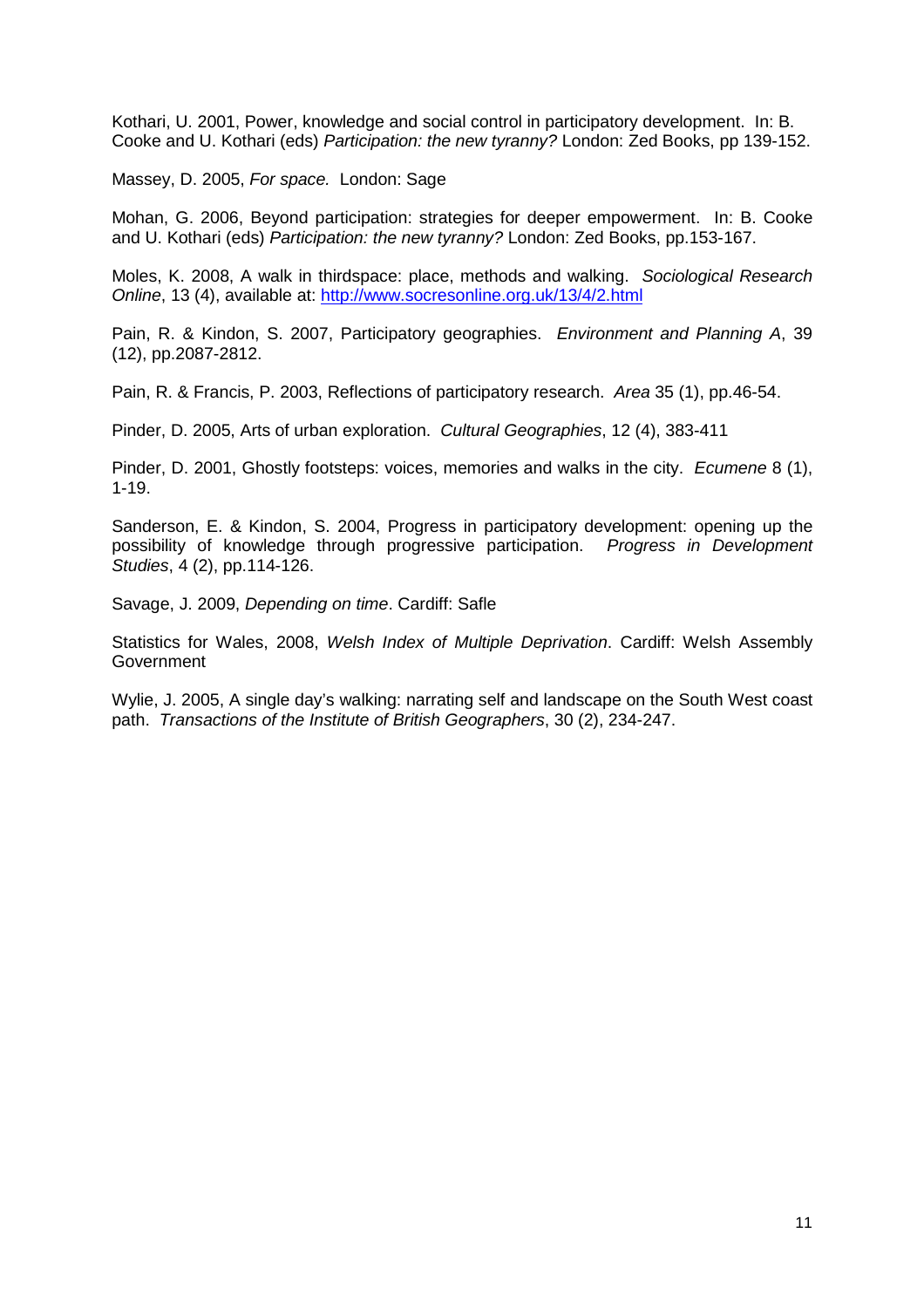Kothari, U. 2001, Power, knowledge and social control in participatory development. In: B. Cooke and U. Kothari (eds) *Participation: the new tyranny?* London: Zed Books, pp 139-152.

Massey, D. 2005, *For space.* London: Sage

Mohan, G. 2006, Beyond participation: strategies for deeper empowerment. In: B. Cooke and U. Kothari (eds) *Participation: the new tyranny?* London: Zed Books, pp.153-167.

Moles, K. 2008, A walk in thirdspace: place, methods and walking. *Sociological Research Online*, 13 (4), available at: http://www.socresonline.org.uk/13/4/2.html

Pain, R. & Kindon, S. 2007, Participatory geographies. *Environment and Planning A*, 39 (12), pp.2087-2812.

Pain, R. & Francis, P. 2003, Reflections of participatory research. *Area* 35 (1), pp.46-54.

Pinder, D. 2005, Arts of urban exploration. *Cultural Geographies*, 12 (4), 383-411

Pinder, D. 2001, Ghostly footsteps: voices, memories and walks in the city. *Ecumene* 8 (1), 1-19.

Sanderson, E. & Kindon, S. 2004, Progress in participatory development: opening up the possibility of knowledge through progressive participation. *Progress in Development Studies*, 4 (2), pp.114-126.

Savage, J. 2009, *Depending on time*. Cardiff: Safle

Statistics for Wales, 2008, *Welsh Index of Multiple Deprivation*. Cardiff: Welsh Assembly Government

Wylie, J. 2005, A single day's walking: narrating self and landscape on the South West coast path. *Transactions of the Institute of British Geographers*, 30 (2), 234-247.